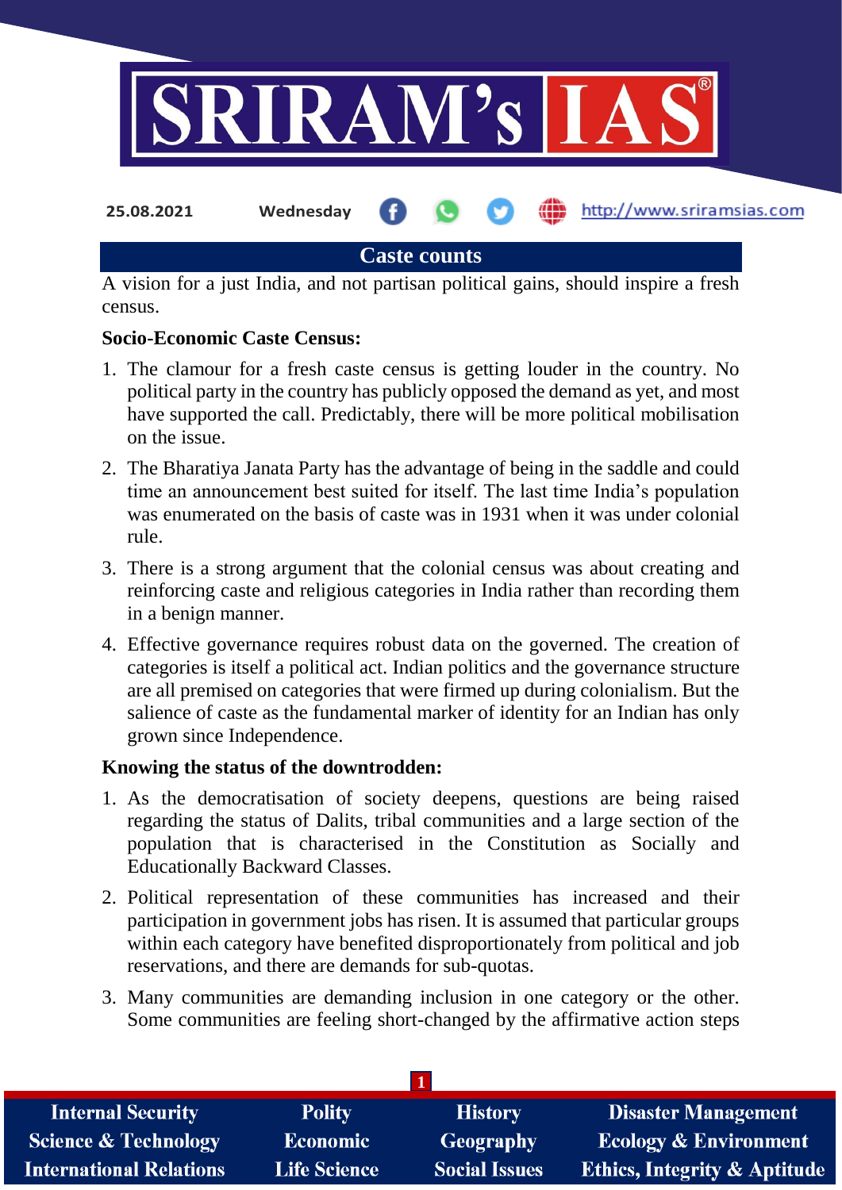25.08.2021 Wednesday http://www.sriramsias.com

# Caste counts

A vision for a just India, and not partisan political gains, should inspire a fresh census.

**Socio-Economic Caste Census:**

1. The clamour for a fresh caste census is getting louder in the country. No political party in the country has publicly opposed the demand as yet, and most have supported the call. Predictably, there will be more political mobilisation on the issue.
2. The Bharatiya Janata Party has the advantage of being in the saddle and could time an announcement best suited for itself. The last time India's population was enumerated on the basis of caste was in 1931 when it was under colonial rule.
3. There is a strong argument that the colonial census was about creating and reinforcing caste and religious categories in India rather than recording them in a benign manner.
4. Effective governance requires robust data on the governed. The creation of categories is itself a political act. Indian politics and the governance structure are all premised on categories that were firmed up during colonialism. But the salience of caste as the fundamental marker of identity for an Indian has only grown since Independence.

**Knowing the status of the downtrodden:**

1. As the democratisation of society deepens, questions are being raised regarding the status of Dalits, tribal communities and a large section of the population that is characterised in the Constitution as Socially and Educationally Backward Classes.
2. Political representation of these communities has increased and their participation in government jobs has risen. It is assumed that particular groups within each category have benefited disproportionately from political and job reservations, and there are demands for sub-quotas.
3. Many communities are demanding inclusion in one category or the other. Some communities are feeling short-changed by the affirmative action steps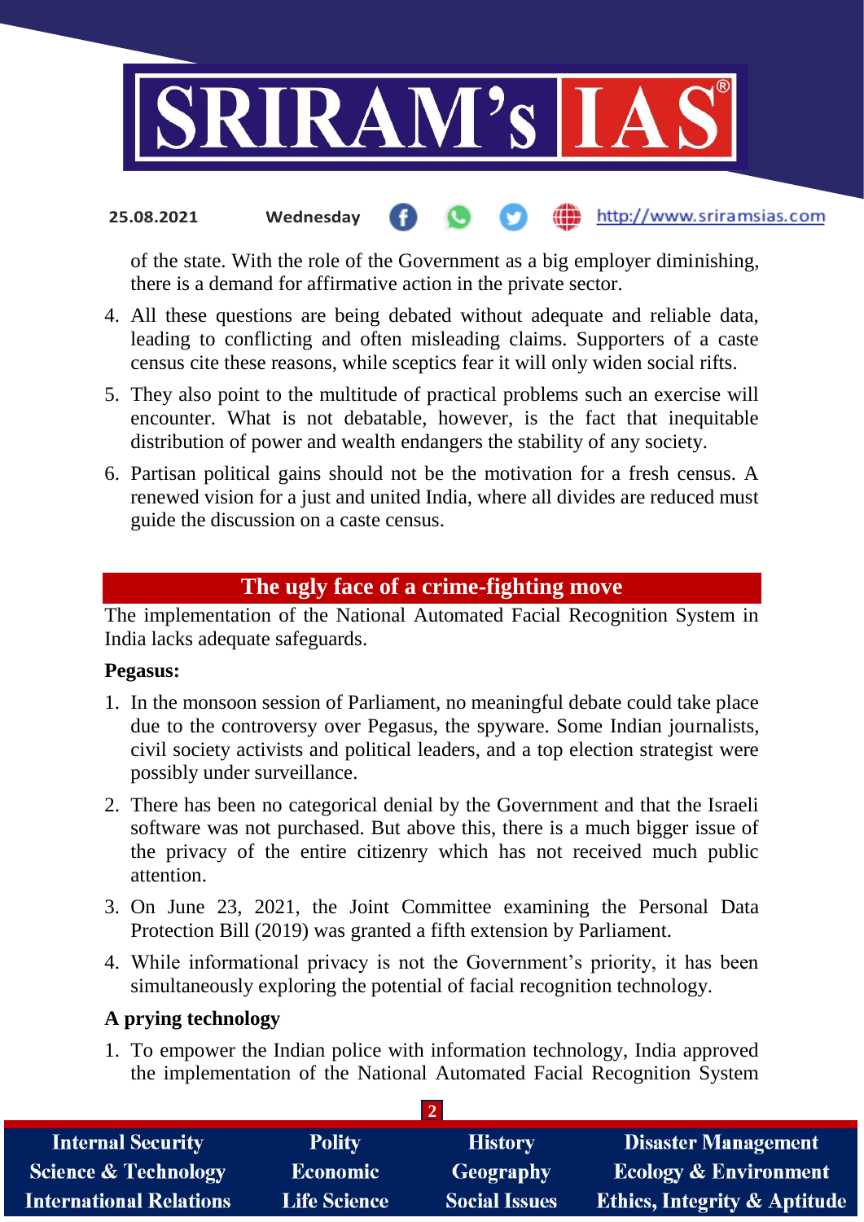of the state. With the role of the Government as a big employer diminishing, there is a demand for affirmative action in the private sector.

4. All these questions are being debated without adequate and reliable data, leading to conflicting and often misleading claims. Supporters of a caste census cite these reasons, while sceptics fear it will only widen social rifts.
5. They also point to the multitude of practical problems such an exercise will encounter. What is not debatable, however, is the fact that inequitable distribution of power and wealth endangers the stability of any society.
6. Partisan political gains should not be the motivation for a fresh census. A renewed vision for a just and united India, where all divides are reduced must guide the discussion on a caste census.

## The ugly face of a crime-fighting move

The implementation of the National Automated Facial Recognition System in India lacks adequate safeguards.

**Pegasus:**

1. In the monsoon session of Parliament, no meaningful debate could take place due to the controversy over Pegasus, the spyware. Some Indian journalists, civil society activists and political leaders, and a top election strategist were possibly under surveillance.
2. There has been no categorical denial by the Government and that the Israeli software was not purchased. But above this, there is a much bigger issue of the privacy of the entire citizenry which has not received much public attention.
3. On June 23, 2021, the Joint Committee examining the Personal Data Protection Bill (2019) was granted a fifth extension by Parliament.
4. While informational privacy is not the Government's priority, it has been simultaneously exploring the potential of facial recognition technology.

**A prying technology**

1. To empower the Indian police with information technology, India approved the implementation of the National Automated Facial Recognition System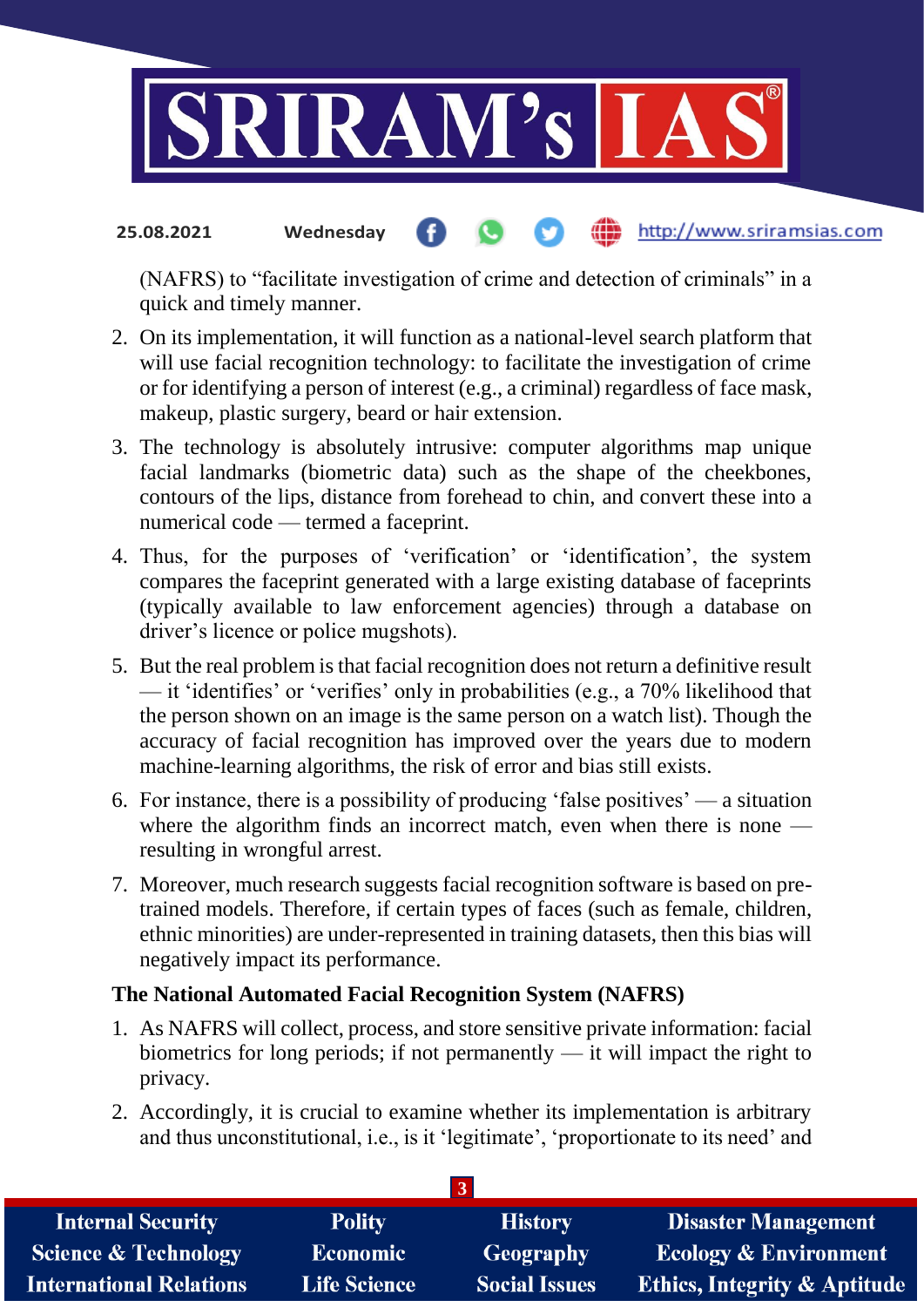(NAFRS) to "facilitate investigation of crime and detection of criminals" in a quick and timely manner.

2. On its implementation, it will function as a national-level search platform that will use facial recognition technology: to facilitate the investigation of crime or for identifying a person of interest (e.g., a criminal) regardless of face mask, makeup, plastic surgery, beard or hair extension.
3. The technology is absolutely intrusive: computer algorithms map unique facial landmarks (biometric data) such as the shape of the cheekbones, contours of the lips, distance from forehead to chin, and convert these into a numerical code — termed a faceprint.
4. Thus, for the purposes of 'verification' or 'identification', the system compares the faceprint generated with a large existing database of faceprints (typically available to law enforcement agencies) through a database on driver's licence or police mugshots).
5. But the real problem is that facial recognition does not return a definitive result — it 'identifies' or 'verifies' only in probabilities (e.g., a 70% likelihood that the person shown on an image is the same person on a watch list). Though the accuracy of facial recognition has improved over the years due to modern machine-learning algorithms, the risk of error and bias still exists.
6. For instance, there is a possibility of producing 'false positives' — a situation where the algorithm finds an incorrect match, even when there is none — resulting in wrongful arrest.
7. Moreover, much research suggests facial recognition software is based on pre-trained models. Therefore, if certain types of faces (such as female, children, ethnic minorities) are under-represented in training datasets, then this bias will negatively impact its performance.

**The National Automated Facial Recognition System (NAFRS)**

1. As NAFRS will collect, process, and store sensitive private information: facial biometrics for long periods; if not permanently — it will impact the right to privacy.
2. Accordingly, it is crucial to examine whether its implementation is arbitrary and thus unconstitutional, i.e., is it 'legitimate', 'proportionate to its need' and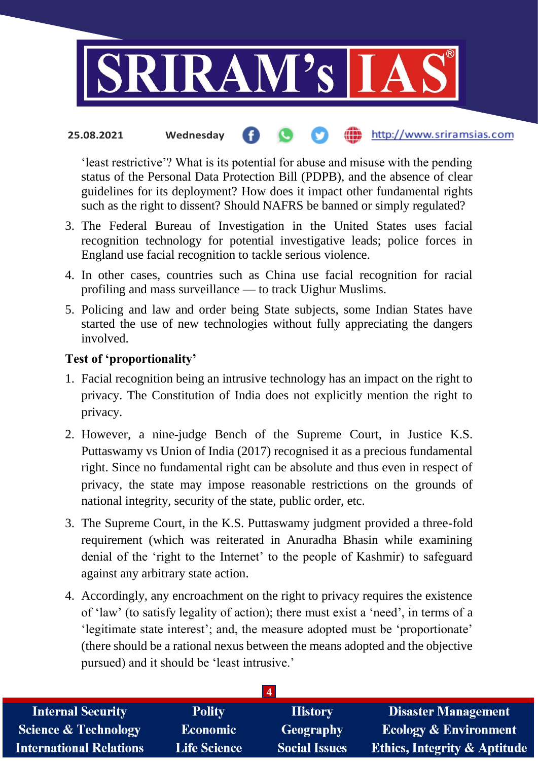'least restrictive'? What is its potential for abuse and misuse with the pending status of the Personal Data Protection Bill (PDPB), and the absence of clear guidelines for its deployment? How does it impact other fundamental rights such as the right to dissent? Should NAFRS be banned or simply regulated?

3. The Federal Bureau of Investigation in the United States uses facial recognition technology for potential investigative leads; police forces in England use facial recognition to tackle serious violence.
4. In other cases, countries such as China use facial recognition for racial profiling and mass surveillance — to track Uighur Muslims.
5. Policing and law and order being State subjects, some Indian States have started the use of new technologies without fully appreciating the dangers involved.

**Test of 'proportionality'**

1. Facial recognition being an intrusive technology has an impact on the right to privacy. The Constitution of India does not explicitly mention the right to privacy.
2. However, a nine-judge Bench of the Supreme Court, in Justice K.S. Puttaswamy vs Union of India (2017) recognised it as a precious fundamental right. Since no fundamental right can be absolute and thus even in respect of privacy, the state may impose reasonable restrictions on the grounds of national integrity, security of the state, public order, etc.
3. The Supreme Court, in the K.S. Puttaswamy judgment provided a three-fold requirement (which was reiterated in Anuradha Bhasin while examining denial of the 'right to the Internet' to the people of Kashmir) to safeguard against any arbitrary state action.
4. Accordingly, any encroachment on the right to privacy requires the existence of 'law' (to satisfy legality of action); there must exist a 'need', in terms of a 'legitimate state interest'; and, the measure adopted must be 'proportionate' (there should be a rational nexus between the means adopted and the objective pursued) and it should be 'least intrusive.'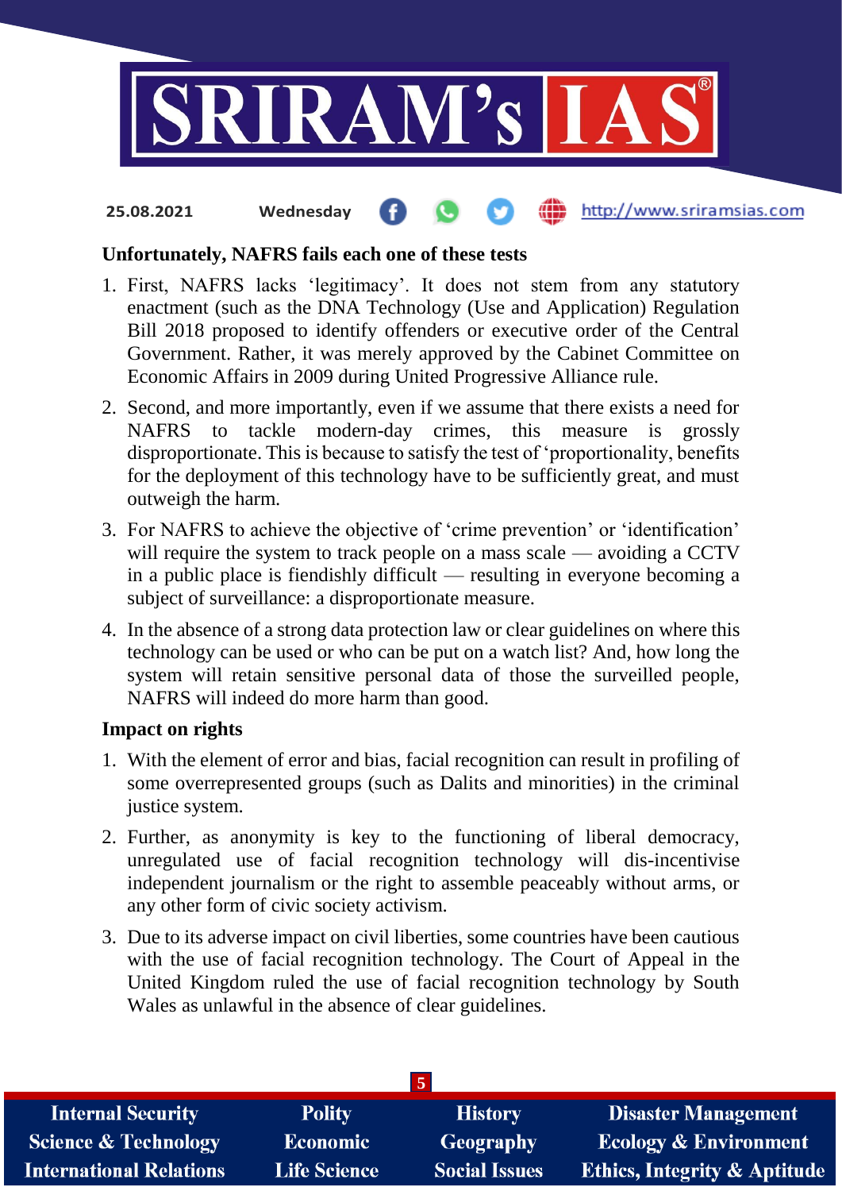**Unfortunately, NAFRS fails each one of these tests**

1. First, NAFRS lacks 'legitimacy'. It does not stem from any statutory enactment (such as the DNA Technology (Use and Application) Regulation Bill 2018 proposed to identify offenders or executive order of the Central Government. Rather, it was merely approved by the Cabinet Committee on Economic Affairs in 2009 during United Progressive Alliance rule.
2. Second, and more importantly, even if we assume that there exists a need for NAFRS to tackle modern-day crimes, this measure is grossly disproportionate. This is because to satisfy the test of 'proportionality, benefits for the deployment of this technology have to be sufficiently great, and must outweigh the harm.
3. For NAFRS to achieve the objective of 'crime prevention' or 'identification' will require the system to track people on a mass scale — avoiding a CCTV in a public place is fiendishly difficult — resulting in everyone becoming a subject of surveillance: a disproportionate measure.
4. In the absence of a strong data protection law or clear guidelines on where this technology can be used or who can be put on a watch list? And, how long the system will retain sensitive personal data of those the surveilled people, NAFRS will indeed do more harm than good.

**Impact on rights**

1. With the element of error and bias, facial recognition can result in profiling of some overrepresented groups (such as Dalits and minorities) in the criminal justice system.
2. Further, as anonymity is key to the functioning of liberal democracy, unregulated use of facial recognition technology will dis-incentivise independent journalism or the right to assemble peaceably without arms, or any other form of civic society activism.
3. Due to its adverse impact on civil liberties, some countries have been cautious with the use of facial recognition technology. The Court of Appeal in the United Kingdom ruled the use of facial recognition technology by South Wales as unlawful in the absence of clear guidelines.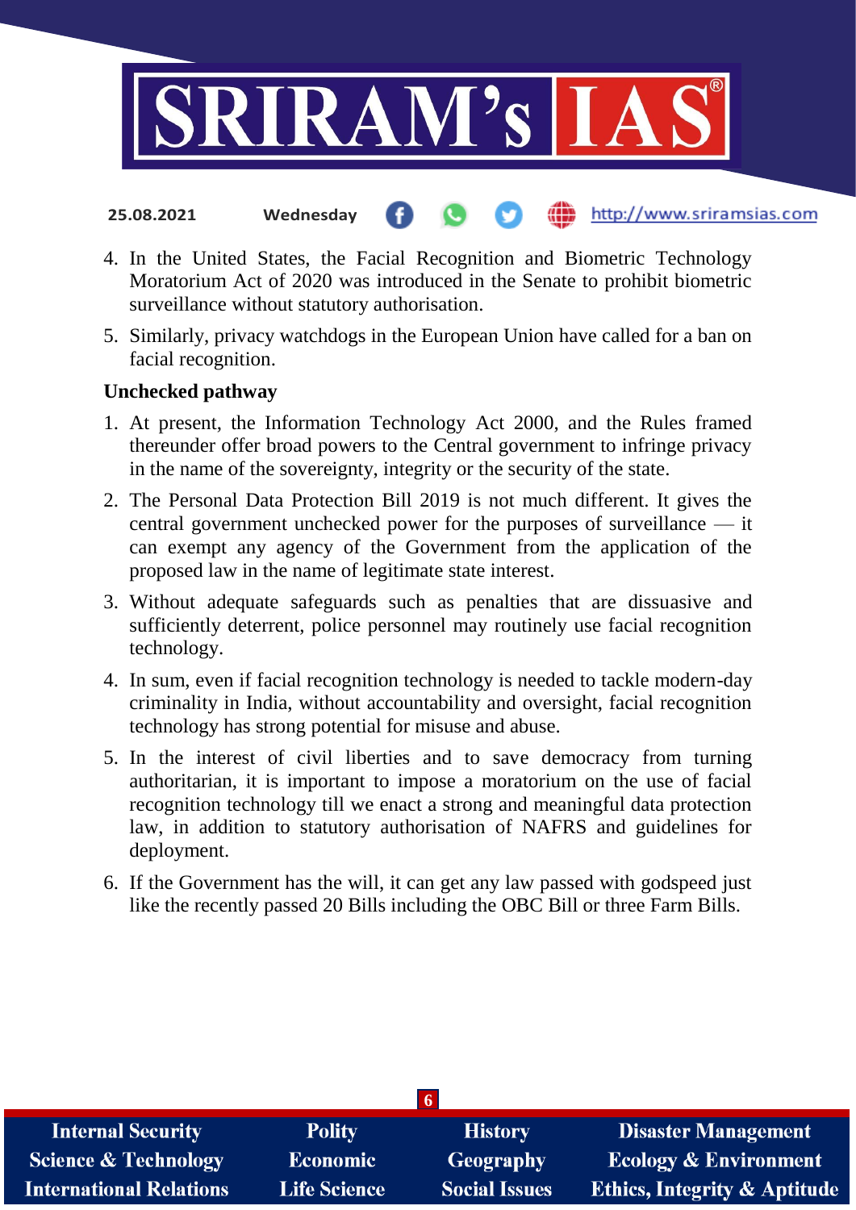4. In the United States, the Facial Recognition and Biometric Technology Moratorium Act of 2020 was introduced in the Senate to prohibit biometric surveillance without statutory authorisation.
5. Similarly, privacy watchdogs in the European Union have called for a ban on facial recognition.

**Unchecked pathway**

1. At present, the Information Technology Act 2000, and the Rules framed thereunder offer broad powers to the Central government to infringe privacy in the name of the sovereignty, integrity or the security of the state.
2. The Personal Data Protection Bill 2019 is not much different. It gives the central government unchecked power for the purposes of surveillance — it can exempt any agency of the Government from the application of the proposed law in the name of legitimate state interest.
3. Without adequate safeguards such as penalties that are dissuasive and sufficiently deterrent, police personnel may routinely use facial recognition technology.
4. In sum, even if facial recognition technology is needed to tackle modern-day criminality in India, without accountability and oversight, facial recognition technology has strong potential for misuse and abuse.
5. In the interest of civil liberties and to save democracy from turning authoritarian, it is important to impose a moratorium on the use of facial recognition technology till we enact a strong and meaningful data protection law, in addition to statutory authorisation of NAFRS and guidelines for deployment.
6. If the Government has the will, it can get any law passed with godspeed just like the recently passed 20 Bills including the OBC Bill or three Farm Bills.